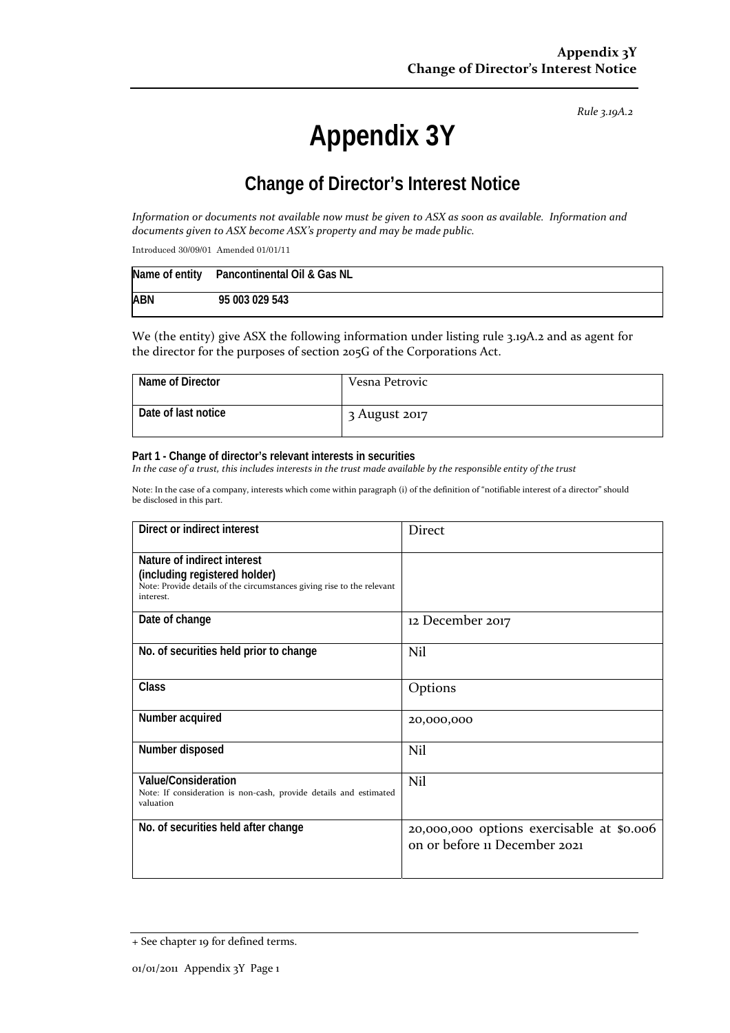*Rule 3.19A.2*

# Appendix 3Y

## Change of Director's Interest Notice

*Information or documents not available now must be given to ASX as soon as available. Information and documents given to ASX become ASX's property and may be made public.*

Introduced 30/09/01 Amended 01/01/11

| Name of entity | Pancontinental Oil & Gas NL |
|---|---|
| ABN | 95 003 029 543 |

We (the entity) give ASX the following information under listing rule 3.19A.2 and as agent for the director for the purposes of section 205G of the Corporations Act.

| Name of Director | Vesna Petrovic |
|---|---|
| Date of last notice | 3 August 2017 |

**Part 1 - Change of director's relevant interests in securities**

*In the case of a trust, this includes interests in the trust made available by the responsible entity of the trust*

Note: In the case of a company, interests which come within paragraph (i) of the definition of "notifiable interest of a director" should be disclosed in this part.

| Direct or indirect interest | Direct |
|---|---|
| **Nature of indirect interest (including registered holder)** Note: Provide details of the circumstances giving rise to the relevant interest. | |
| **Date of change** | 12 December 2017 |
| **No. of securities held prior to change** | Nil |
| **Class** | Options |
| **Number acquired** | 20,000,000 |
| **Number disposed** | Nil |
| **Value/Consideration** Note: If consideration is non-cash, provide details and estimated valuation | Nil |
| **No. of securities held after change** | 20,000,000 options exercisable at \$0.006 on or before 11 December 2021 |

+ See chapter 19 for defined terms.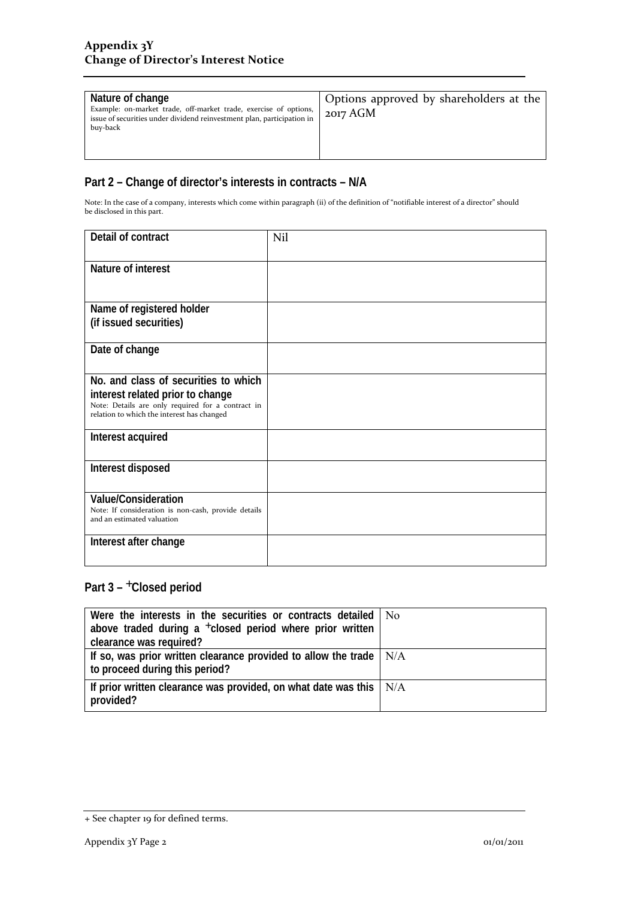| | |
|---|---|
| **Nature of change**<br>Example: on-market trade, off-market trade, exercise of options, issue of securities under dividend reinvestment plan, participation in buy-back | Options approved by shareholders at the 2017 AGM |

## Part 2 – Change of director's interests in contracts – N/A

Note: In the case of a company, interests which come within paragraph (ii) of the definition of "notifiable interest of a director" should be disclosed in this part.

| | |
|---|---|
| **Detail of contract** | Nil |
| **Nature of interest** | |
| **Name of registered holder (if issued securities)** | |
| **Date of change** | |
| **No. and class of securities to which interest related prior to change**<br>Note: Details are only required for a contract in relation to which the interest has changed | |
| **Interest acquired** | |
| **Interest disposed** | |
| **Value/Consideration**<br>Note: If consideration is non-cash, provide details and an estimated valuation | |
| **Interest after change** | |

## Part 3 – +Closed period

| | |
|---|---|
| **Were the interests in the securities or contracts detailed above traded during a +closed period where prior written clearance was required?** | No |
| **If so, was prior written clearance provided to allow the trade to proceed during this period?** | N/A |
| **If prior written clearance was provided, on what date was this provided?** | N/A |

+ See chapter 19 for defined terms.